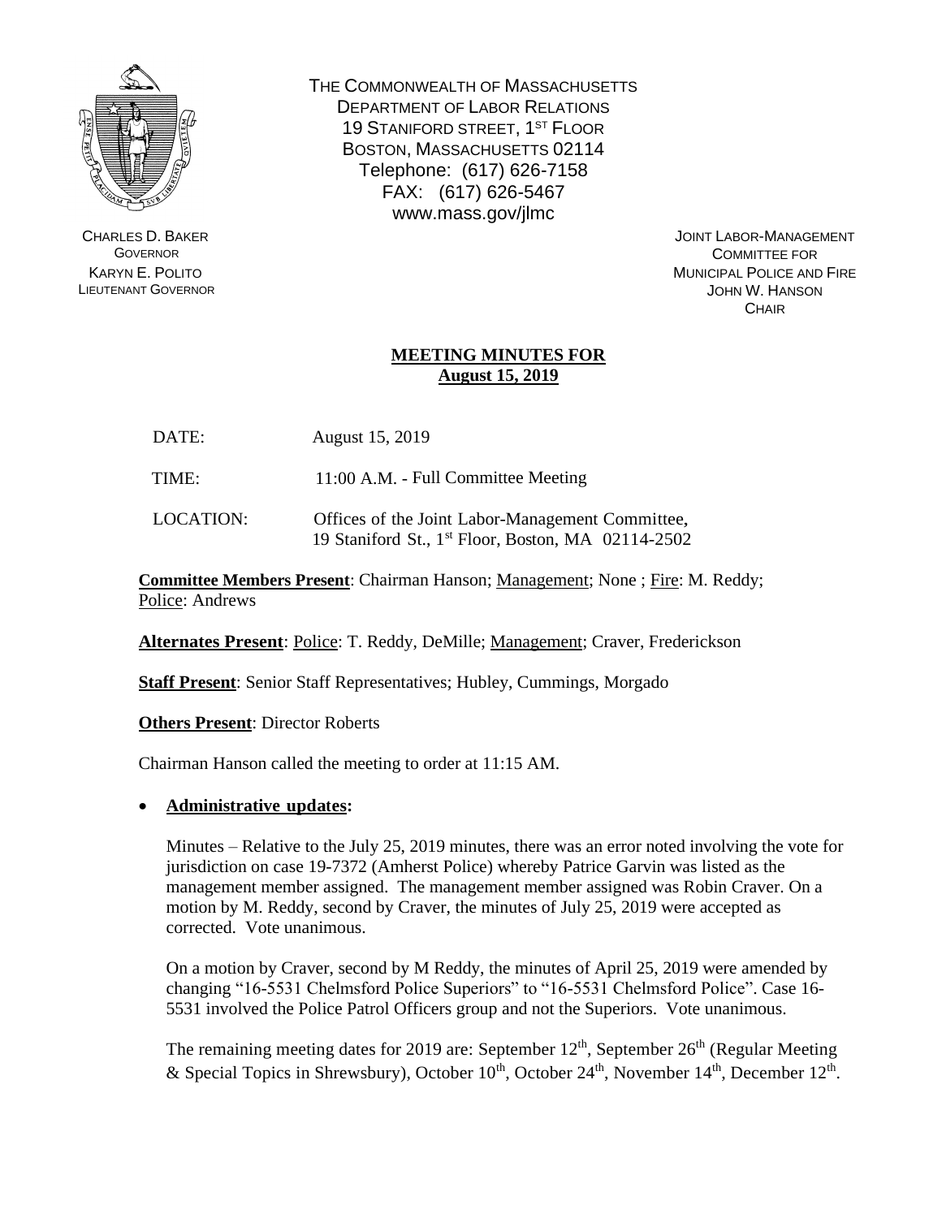THE COMMONWEALTH OF MASSACHUSETTS
DEPARTMENT OF LABOR RELATIONS
19 STANIFORD STREET, 1ST FLOOR
BOSTON, MASSACHUSETTS 02114
Telephone: (617) 626-7158
FAX: (617) 626-5467
www.mass.gov/jlmc

CHARLES D. BAKER
GOVERNOR
KARYN E. POLITO
LIEUTENANT GOVERNOR

JOINT LABOR-MANAGEMENT
COMMITTEE FOR
MUNICIPAL POLICE AND FIRE
JOHN W. HANSON
CHAIR

## MEETING MINUTES FOR August 15, 2019

DATE: August 15, 2019

TIME: 11:00 A.M. - Full Committee Meeting

LOCATION: Offices of the Joint Labor-Management Committee, 19 Staniford St., 1st Floor, Boston, MA 02114-2502

**Committee Members Present**: Chairman Hanson; Management; None ; Fire: M. Reddy; Police: Andrews

**Alternates Present**: Police: T. Reddy, DeMille; Management; Craver, Frederickson

**Staff Present**: Senior Staff Representatives; Hubley, Cummings, Morgado

**Others Present**: Director Roberts

Chairman Hanson called the meeting to order at 11:15 AM.

- **Administrative updates:**

  Minutes – Relative to the July 25, 2019 minutes, there was an error noted involving the vote for jurisdiction on case 19-7372 (Amherst Police) whereby Patrice Garvin was listed as the management member assigned. The management member assigned was Robin Craver. On a motion by M. Reddy, second by Craver, the minutes of July 25, 2019 were accepted as corrected. Vote unanimous.

  On a motion by Craver, second by M Reddy, the minutes of April 25, 2019 were amended by changing "16-5531 Chelmsford Police Superiors" to "16-5531 Chelmsford Police". Case 16-5531 involved the Police Patrol Officers group and not the Superiors. Vote unanimous.

  The remaining meeting dates for 2019 are: September 12th, September 26th (Regular Meeting & Special Topics in Shrewsbury), October 10th, October 24th, November 14th, December 12th.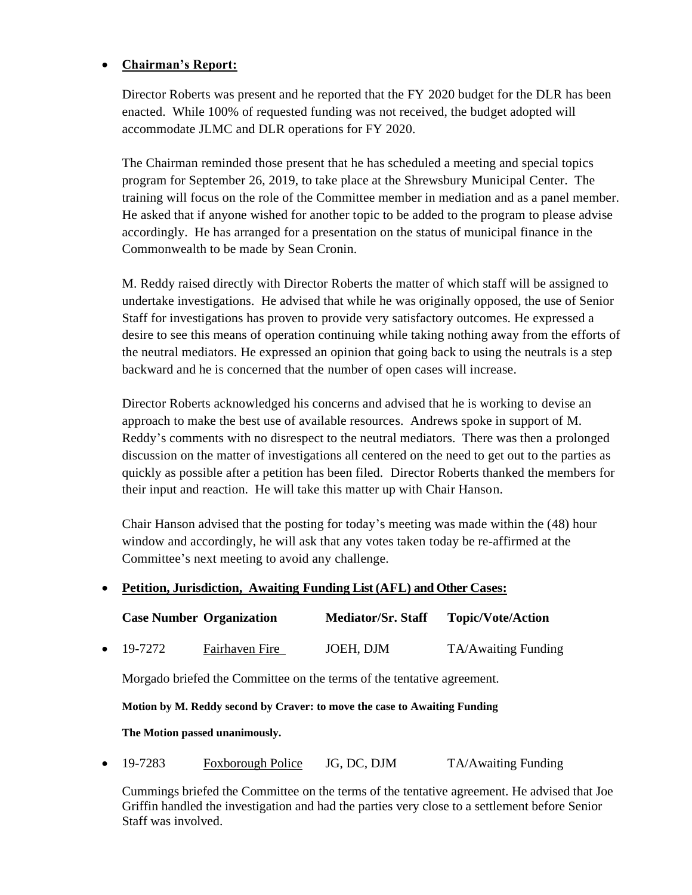- **Chairman's Report:**

  Director Roberts was present and he reported that the FY 2020 budget for the DLR has been enacted. While 100% of requested funding was not received, the budget adopted will accommodate JLMC and DLR operations for FY 2020.

  The Chairman reminded those present that he has scheduled a meeting and special topics program for September 26, 2019, to take place at the Shrewsbury Municipal Center. The training will focus on the role of the Committee member in mediation and as a panel member. He asked that if anyone wished for another topic to be added to the program to please advise accordingly. He has arranged for a presentation on the status of municipal finance in the Commonwealth to be made by Sean Cronin.

  M. Reddy raised directly with Director Roberts the matter of which staff will be assigned to undertake investigations. He advised that while he was originally opposed, the use of Senior Staff for investigations has proven to provide very satisfactory outcomes. He expressed a desire to see this means of operation continuing while taking nothing away from the efforts of the neutral mediators. He expressed an opinion that going back to using the neutrals is a step backward and he is concerned that the number of open cases will increase.

  Director Roberts acknowledged his concerns and advised that he is working to devise an approach to make the best use of available resources. Andrews spoke in support of M. Reddy's comments with no disrespect to the neutral mediators. There was then a prolonged discussion on the matter of investigations all centered on the need to get out to the parties as quickly as possible after a petition has been filed. Director Roberts thanked the members for their input and reaction. He will take this matter up with Chair Hanson.

  Chair Hanson advised that the posting for today's meeting was made within the (48) hour window and accordingly, he will ask that any votes taken today be re-affirmed at the Committee's next meeting to avoid any challenge.

- **Petition, Jurisdiction, Awaiting Funding List (AFL) and Other Cases:**

| Case Number | Organization | Mediator/Sr. Staff | Topic/Vote/Action |
|---|---|---|---|
| 19-7272 | Fairhaven Fire | JOEH, DJM | TA/Awaiting Funding |

Morgado briefed the Committee on the terms of the tentative agreement.

**Motion by M. Reddy second by Craver: to move the case to Awaiting Funding**

**The Motion passed unanimously.**

| Case Number | Organization | Mediator/Sr. Staff | Topic/Vote/Action |
|---|---|---|---|
| 19-7283 | Foxborough Police | JG, DC, DJM | TA/Awaiting Funding |

Cummings briefed the Committee on the terms of the tentative agreement. He advised that Joe Griffin handled the investigation and had the parties very close to a settlement before Senior Staff was involved.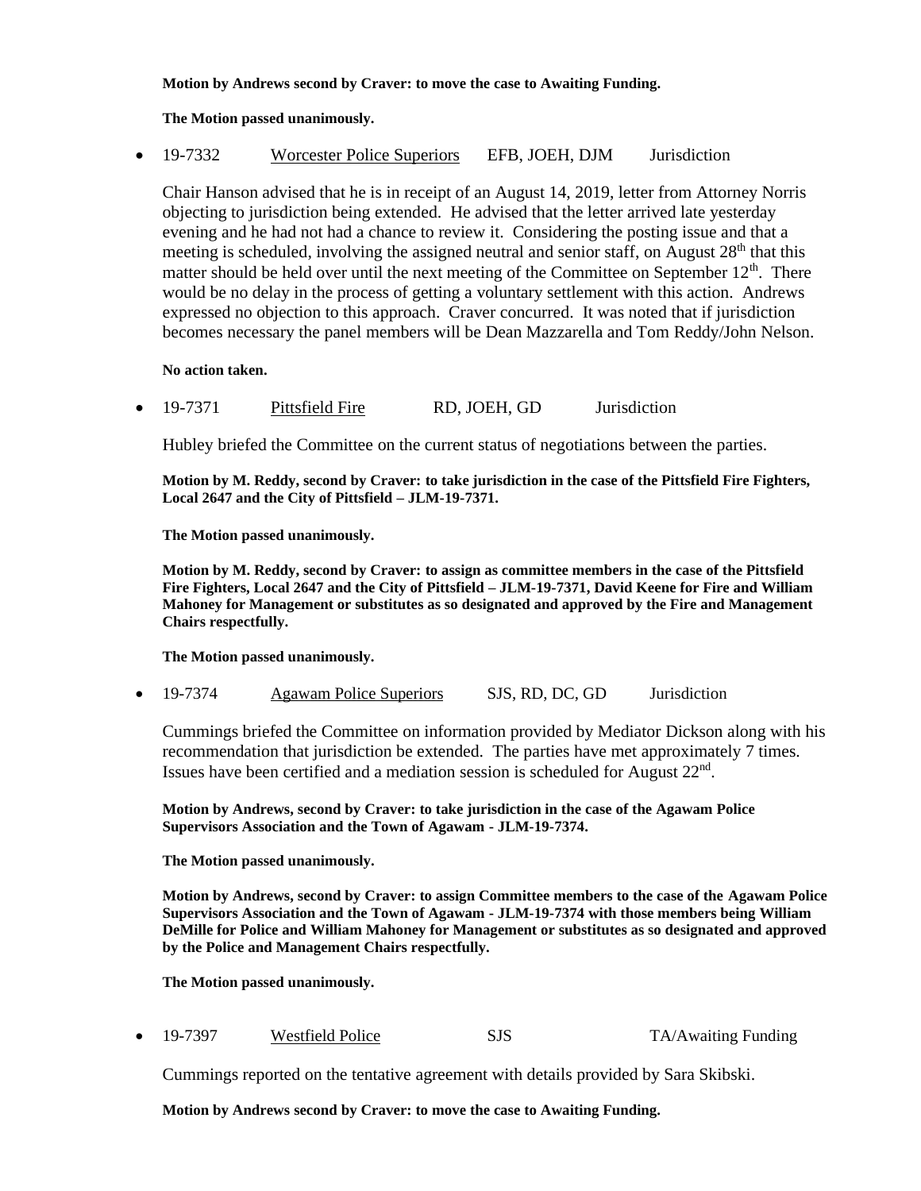**Motion by Andrews second by Craver: to move the case to Awaiting Funding.**

**The Motion passed unanimously.**

- 19-7332 Worcester Police Superiors EFB, JOEH, DJM Jurisdiction

  Chair Hanson advised that he is in receipt of an August 14, 2019, letter from Attorney Norris objecting to jurisdiction being extended. He advised that the letter arrived late yesterday evening and he had not had a chance to review it. Considering the posting issue and that a meeting is scheduled, involving the assigned neutral and senior staff, on August 28th that this matter should be held over until the next meeting of the Committee on September 12th. There would be no delay in the process of getting a voluntary settlement with this action. Andrews expressed no objection to this approach. Craver concurred. It was noted that if jurisdiction becomes necessary the panel members will be Dean Mazzarella and Tom Reddy/John Nelson.

  **No action taken.**

- 19-7371 Pittsfield Fire RD, JOEH, GD Jurisdiction

  Hubley briefed the Committee on the current status of negotiations between the parties.

  **Motion by M. Reddy, second by Craver: to take jurisdiction in the case of the Pittsfield Fire Fighters, Local 2647 and the City of Pittsfield – JLM-19-7371.**

  **The Motion passed unanimously.**

  **Motion by M. Reddy, second by Craver: to assign as committee members in the case of the Pittsfield Fire Fighters, Local 2647 and the City of Pittsfield – JLM-19-7371, David Keene for Fire and William Mahoney for Management or substitutes as so designated and approved by the Fire and Management Chairs respectfully.**

  **The Motion passed unanimously.**

- 19-7374 Agawam Police Superiors SJS, RD, DC, GD Jurisdiction

  Cummings briefed the Committee on information provided by Mediator Dickson along with his recommendation that jurisdiction be extended. The parties have met approximately 7 times. Issues have been certified and a mediation session is scheduled for August 22nd.

  **Motion by Andrews, second by Craver: to take jurisdiction in the case of the Agawam Police Supervisors Association and the Town of Agawam - JLM-19-7374.**

  **The Motion passed unanimously.**

  **Motion by Andrews, second by Craver: to assign Committee members to the case of the Agawam Police Supervisors Association and the Town of Agawam - JLM-19-7374 with those members being William DeMille for Police and William Mahoney for Management or substitutes as so designated and approved by the Police and Management Chairs respectfully.**

  **The Motion passed unanimously.**

- 19-7397 Westfield Police SJS TA/Awaiting Funding

  Cummings reported on the tentative agreement with details provided by Sara Skibski.

  **Motion by Andrews second by Craver: to move the case to Awaiting Funding.**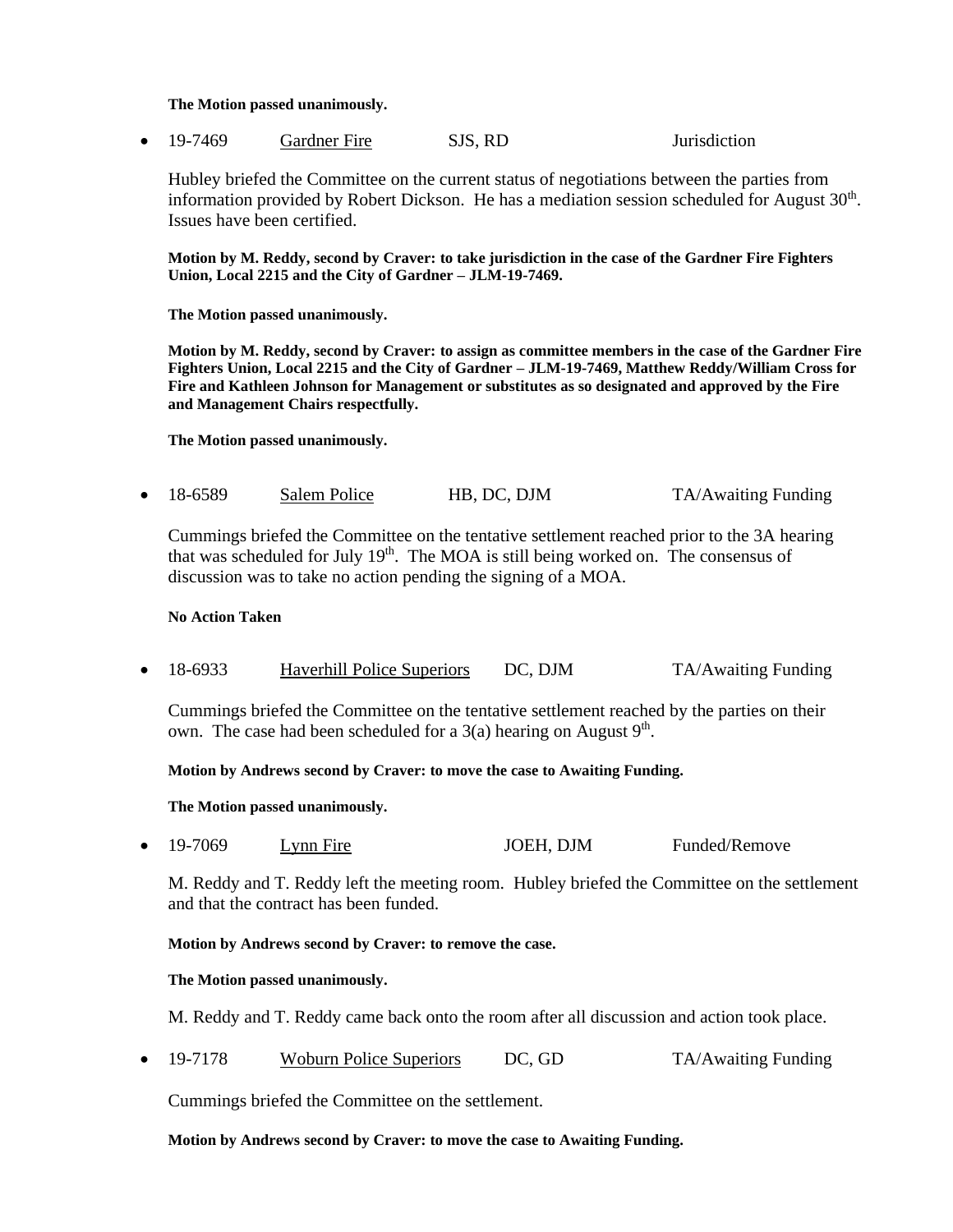**The Motion passed unanimously.**

- 19-7469 Gardner Fire SJS, RD Jurisdiction

  Hubley briefed the Committee on the current status of negotiations between the parties from information provided by Robert Dickson. He has a mediation session scheduled for August 30th. Issues have been certified.

  **Motion by M. Reddy, second by Craver: to take jurisdiction in the case of the Gardner Fire Fighters Union, Local 2215 and the City of Gardner – JLM-19-7469.**

  **The Motion passed unanimously.**

  **Motion by M. Reddy, second by Craver: to assign as committee members in the case of the Gardner Fire Fighters Union, Local 2215 and the City of Gardner – JLM-19-7469, Matthew Reddy/William Cross for Fire and Kathleen Johnson for Management or substitutes as so designated and approved by the Fire and Management Chairs respectfully.**

  **The Motion passed unanimously.**

- 18-6589 Salem Police HB, DC, DJM TA/Awaiting Funding

  Cummings briefed the Committee on the tentative settlement reached prior to the 3A hearing that was scheduled for July 19th. The MOA is still being worked on. The consensus of discussion was to take no action pending the signing of a MOA.

  **No Action Taken**

- 18-6933 Haverhill Police Superiors DC, DJM TA/Awaiting Funding

  Cummings briefed the Committee on the tentative settlement reached by the parties on their own. The case had been scheduled for a 3(a) hearing on August 9th.

  **Motion by Andrews second by Craver: to move the case to Awaiting Funding.**

  **The Motion passed unanimously.**

- 19-7069 Lynn Fire JOEH, DJM Funded/Remove

  M. Reddy and T. Reddy left the meeting room. Hubley briefed the Committee on the settlement and that the contract has been funded.

  **Motion by Andrews second by Craver: to remove the case.**

  **The Motion passed unanimously.**

  M. Reddy and T. Reddy came back onto the room after all discussion and action took place.

- 19-7178 Woburn Police Superiors DC, GD TA/Awaiting Funding

  Cummings briefed the Committee on the settlement.

  **Motion by Andrews second by Craver: to move the case to Awaiting Funding.**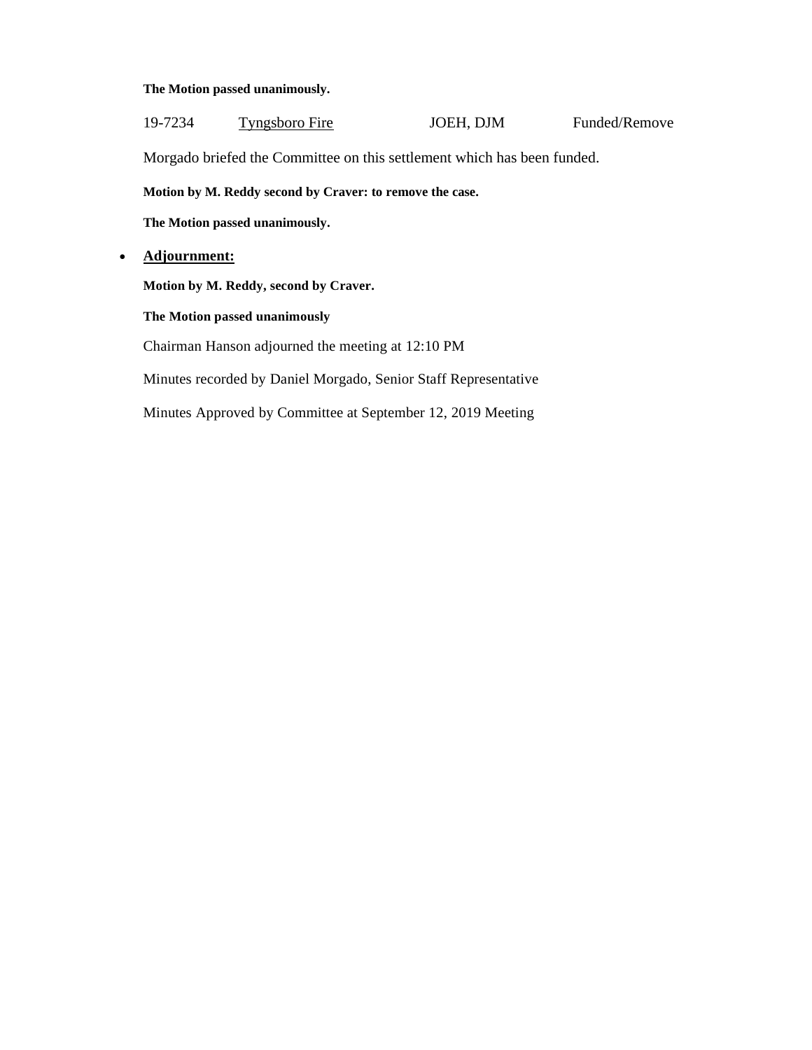**The Motion passed unanimously.**

| | | | |
|---|---|---|---|
| 19-7234 | Tyngsboro Fire | JOEH, DJM | Funded/Remove |

Morgado briefed the Committee on this settlement which has been funded.

**Motion by M. Reddy second by Craver: to remove the case.**

**The Motion passed unanimously.**

- **Adjournment:**

**Motion by M. Reddy, second by Craver.**

**The Motion passed unanimously**

Chairman Hanson adjourned the meeting at 12:10 PM

Minutes recorded by Daniel Morgado, Senior Staff Representative

Minutes Approved by Committee at September 12, 2019 Meeting